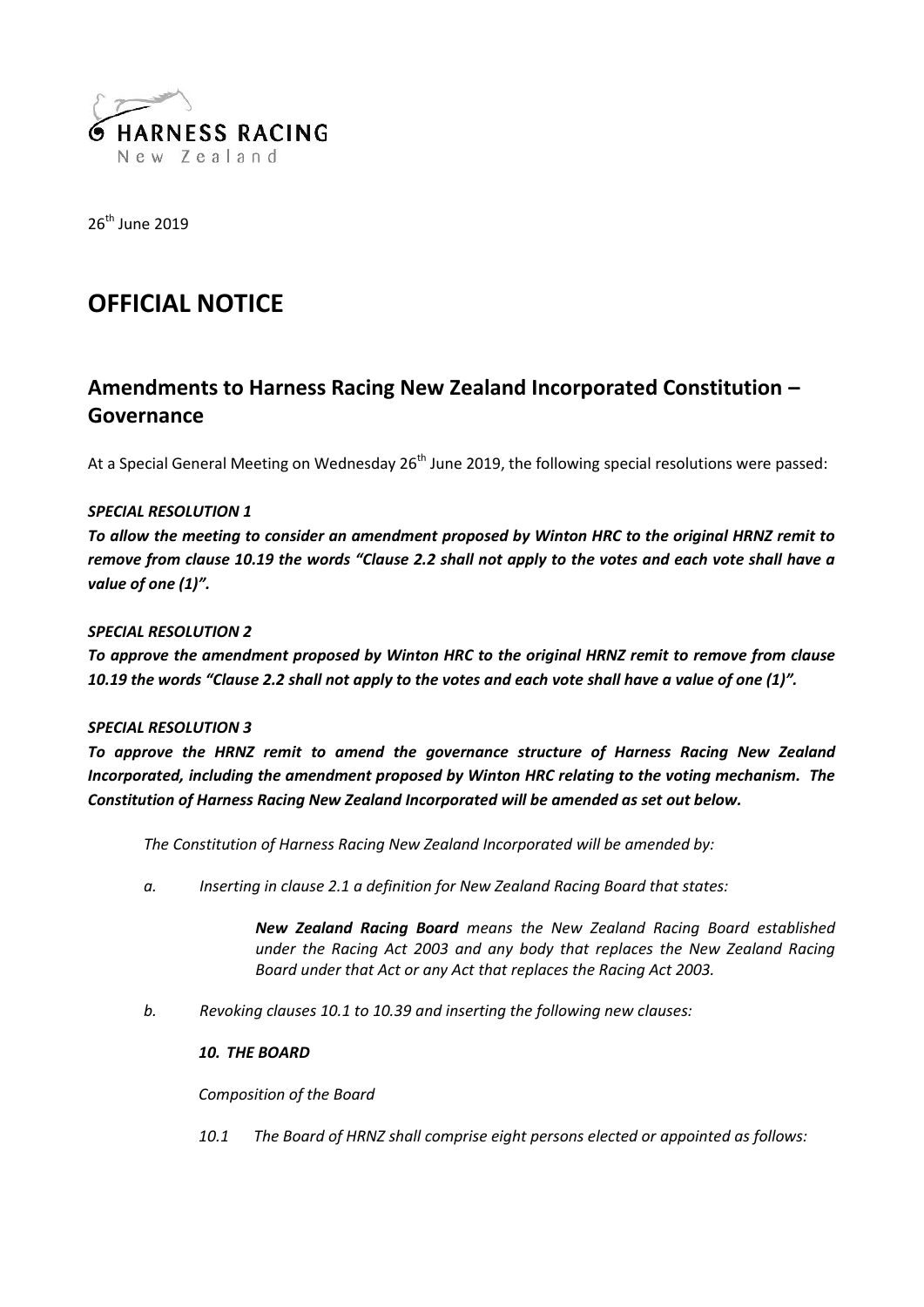HARNESS RACING
New Zealand

26th June 2019

# OFFICIAL NOTICE

## Amendments to Harness Racing New Zealand Incorporated Constitution – Governance

At a Special General Meeting on Wednesday 26th June 2019, the following special resolutions were passed:

***SPECIAL RESOLUTION 1***

***To allow the meeting to consider an amendment proposed by Winton HRC to the original HRNZ remit to remove from clause 10.19 the words "Clause 2.2 shall not apply to the votes and each vote shall have a value of one (1)".***

***SPECIAL RESOLUTION 2***

***To approve the amendment proposed by Winton HRC to the original HRNZ remit to remove from clause 10.19 the words "Clause 2.2 shall not apply to the votes and each vote shall have a value of one (1)".***

***SPECIAL RESOLUTION 3***

***To approve the HRNZ remit to amend the governance structure of Harness Racing New Zealand Incorporated, including the amendment proposed by Winton HRC relating to the voting mechanism. The Constitution of Harness Racing New Zealand Incorporated will be amended as set out below.***

*The Constitution of Harness Racing New Zealand Incorporated will be amended by:*

*a. Inserting in clause 2.1 a definition for New Zealand Racing Board that states:*

> ***New Zealand Racing Board*** *means the New Zealand Racing Board established under the Racing Act 2003 and any body that replaces the New Zealand Racing Board under that Act or any Act that replaces the Racing Act 2003.*

*b. Revoking clauses 10.1 to 10.39 and inserting the following new clauses:*

***10. THE BOARD***

*Composition of the Board*

*10.1 The Board of HRNZ shall comprise eight persons elected or appointed as follows:*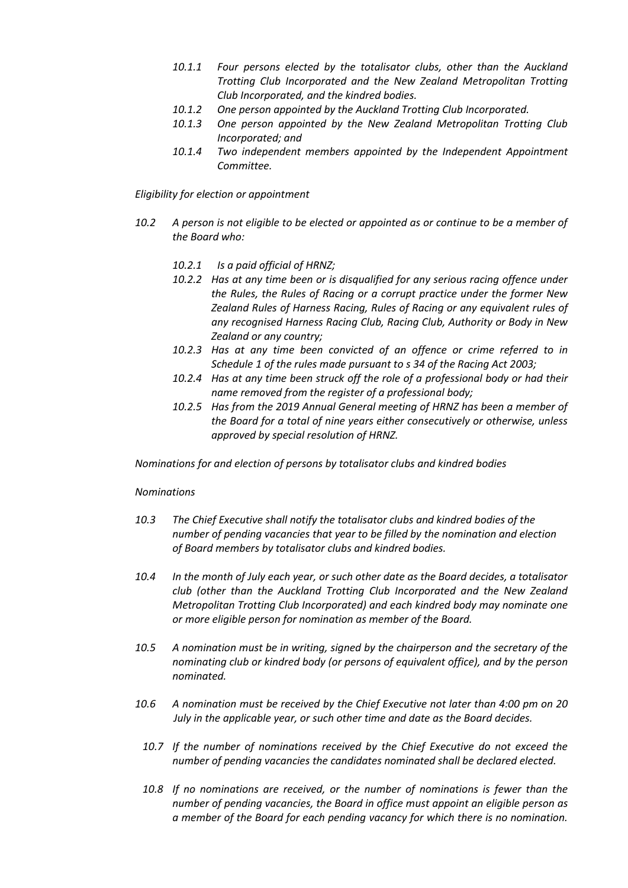*10.1.1 Four persons elected by the totalisator clubs, other than the Auckland Trotting Club Incorporated and the New Zealand Metropolitan Trotting Club Incorporated, and the kindred bodies.*

*10.1.2 One person appointed by the Auckland Trotting Club Incorporated.*

*10.1.3 One person appointed by the New Zealand Metropolitan Trotting Club Incorporated; and*

*10.1.4 Two independent members appointed by the Independent Appointment Committee.*

*Eligibility for election or appointment*

*10.2 A person is not eligible to be elected or appointed as or continue to be a member of the Board who:*

*10.2.1 Is a paid official of HRNZ;*

*10.2.2 Has at any time been or is disqualified for any serious racing offence under the Rules, the Rules of Racing or a corrupt practice under the former New Zealand Rules of Harness Racing, Rules of Racing or any equivalent rules of any recognised Harness Racing Club, Racing Club, Authority or Body in New Zealand or any country;*

*10.2.3 Has at any time been convicted of an offence or crime referred to in Schedule 1 of the rules made pursuant to s 34 of the Racing Act 2003;*

*10.2.4 Has at any time been struck off the role of a professional body or had their name removed from the register of a professional body;*

*10.2.5 Has from the 2019 Annual General meeting of HRNZ has been a member of the Board for a total of nine years either consecutively or otherwise, unless approved by special resolution of HRNZ.*

*Nominations for and election of persons by totalisator clubs and kindred bodies*

*Nominations*

*10.3 The Chief Executive shall notify the totalisator clubs and kindred bodies of the number of pending vacancies that year to be filled by the nomination and election of Board members by totalisator clubs and kindred bodies.*

*10.4 In the month of July each year, or such other date as the Board decides, a totalisator club (other than the Auckland Trotting Club Incorporated and the New Zealand Metropolitan Trotting Club Incorporated) and each kindred body may nominate one or more eligible person for nomination as member of the Board.*

*10.5 A nomination must be in writing, signed by the chairperson and the secretary of the nominating club or kindred body (or persons of equivalent office), and by the person nominated.*

*10.6 A nomination must be received by the Chief Executive not later than 4:00 pm on 20 July in the applicable year, or such other time and date as the Board decides.*

*10.7 If the number of nominations received by the Chief Executive do not exceed the number of pending vacancies the candidates nominated shall be declared elected.*

*10.8 If no nominations are received, or the number of nominations is fewer than the number of pending vacancies, the Board in office must appoint an eligible person as a member of the Board for each pending vacancy for which there is no nomination.*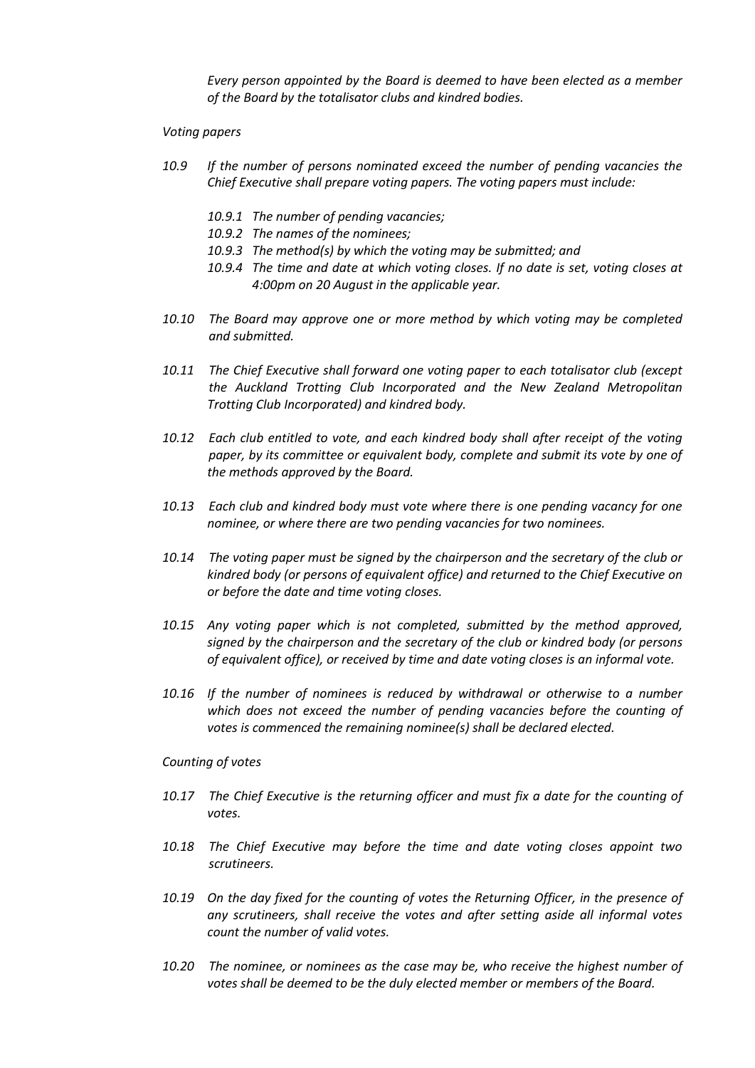*Every person appointed by the Board is deemed to have been elected as a member of the Board by the totalisator clubs and kindred bodies.*

*Voting papers*

*10.9 If the number of persons nominated exceed the number of pending vacancies the Chief Executive shall prepare voting papers. The voting papers must include:*

- *10.9.1 The number of pending vacancies;*
- *10.9.2 The names of the nominees;*
- *10.9.3 The method(s) by which the voting may be submitted; and*
- *10.9.4 The time and date at which voting closes. If no date is set, voting closes at 4:00pm on 20 August in the applicable year.*

*10.10 The Board may approve one or more method by which voting may be completed and submitted.*

*10.11 The Chief Executive shall forward one voting paper to each totalisator club (except the Auckland Trotting Club Incorporated and the New Zealand Metropolitan Trotting Club Incorporated) and kindred body.*

*10.12 Each club entitled to vote, and each kindred body shall after receipt of the voting paper, by its committee or equivalent body, complete and submit its vote by one of the methods approved by the Board.*

*10.13 Each club and kindred body must vote where there is one pending vacancy for one nominee, or where there are two pending vacancies for two nominees.*

*10.14 The voting paper must be signed by the chairperson and the secretary of the club or kindred body (or persons of equivalent office) and returned to the Chief Executive on or before the date and time voting closes.*

*10.15 Any voting paper which is not completed, submitted by the method approved, signed by the chairperson and the secretary of the club or kindred body (or persons of equivalent office), or received by time and date voting closes is an informal vote.*

*10.16 If the number of nominees is reduced by withdrawal or otherwise to a number which does not exceed the number of pending vacancies before the counting of votes is commenced the remaining nominee(s) shall be declared elected.*

*Counting of votes*

*10.17 The Chief Executive is the returning officer and must fix a date for the counting of votes.*

*10.18 The Chief Executive may before the time and date voting closes appoint two scrutineers.*

*10.19 On the day fixed for the counting of votes the Returning Officer, in the presence of any scrutineers, shall receive the votes and after setting aside all informal votes count the number of valid votes.*

*10.20 The nominee, or nominees as the case may be, who receive the highest number of votes shall be deemed to be the duly elected member or members of the Board.*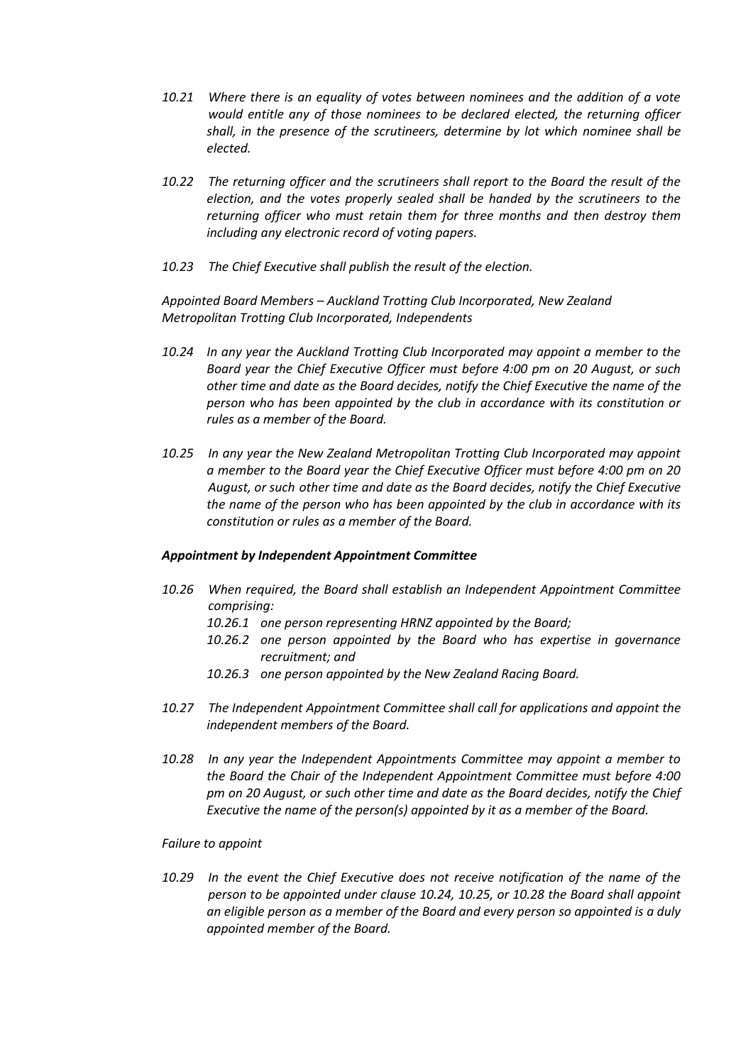*10.21 Where there is an equality of votes between nominees and the addition of a vote would entitle any of those nominees to be declared elected, the returning officer shall, in the presence of the scrutineers, determine by lot which nominee shall be elected.*

*10.22 The returning officer and the scrutineers shall report to the Board the result of the election, and the votes properly sealed shall be handed by the scrutineers to the returning officer who must retain them for three months and then destroy them including any electronic record of voting papers.*

*10.23 The Chief Executive shall publish the result of the election.*

*Appointed Board Members – Auckland Trotting Club Incorporated, New Zealand Metropolitan Trotting Club Incorporated, Independents*

*10.24 In any year the Auckland Trotting Club Incorporated may appoint a member to the Board year the Chief Executive Officer must before 4:00 pm on 20 August, or such other time and date as the Board decides, notify the Chief Executive the name of the person who has been appointed by the club in accordance with its constitution or rules as a member of the Board.*

*10.25 In any year the New Zealand Metropolitan Trotting Club Incorporated may appoint a member to the Board year the Chief Executive Officer must before 4:00 pm on 20 August, or such other time and date as the Board decides, notify the Chief Executive the name of the person who has been appointed by the club in accordance with its constitution or rules as a member of the Board.*

***Appointment by Independent Appointment Committee***

*10.26 When required, the Board shall establish an Independent Appointment Committee comprising:*

*10.26.1 one person representing HRNZ appointed by the Board;*

*10.26.2 one person appointed by the Board who has expertise in governance recruitment; and*

*10.26.3 one person appointed by the New Zealand Racing Board.*

*10.27 The Independent Appointment Committee shall call for applications and appoint the independent members of the Board.*

*10.28 In any year the Independent Appointments Committee may appoint a member to the Board the Chair of the Independent Appointment Committee must before 4:00 pm on 20 August, or such other time and date as the Board decides, notify the Chief Executive the name of the person(s) appointed by it as a member of the Board.*

*Failure to appoint*

*10.29 In the event the Chief Executive does not receive notification of the name of the person to be appointed under clause 10.24, 10.25, or 10.28 the Board shall appoint an eligible person as a member of the Board and every person so appointed is a duly appointed member of the Board.*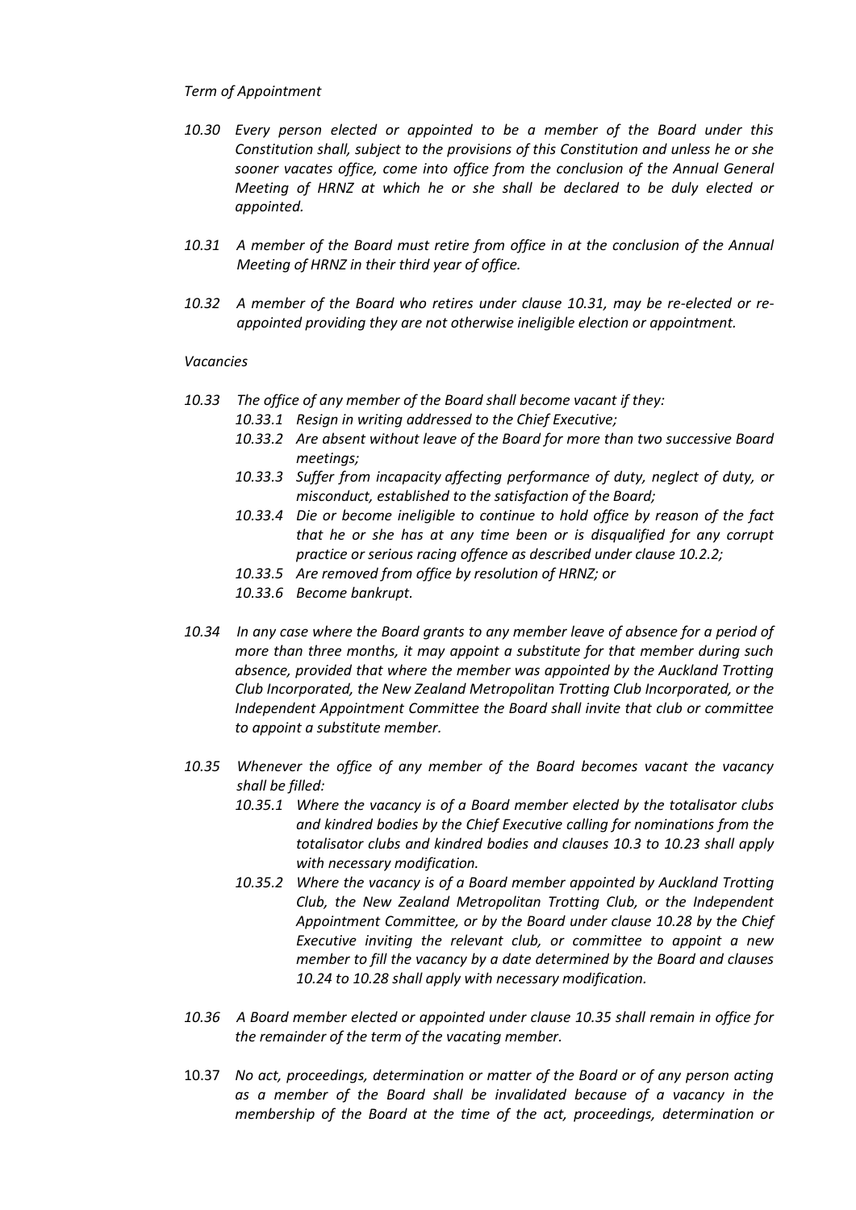*Term of Appointment*

*10.30 Every person elected or appointed to be a member of the Board under this Constitution shall, subject to the provisions of this Constitution and unless he or she sooner vacates office, come into office from the conclusion of the Annual General Meeting of HRNZ at which he or she shall be declared to be duly elected or appointed.*

*10.31 A member of the Board must retire from office in at the conclusion of the Annual Meeting of HRNZ in their third year of office.*

*10.32 A member of the Board who retires under clause 10.31, may be re-elected or re-appointed providing they are not otherwise ineligible election or appointment.*

*Vacancies*

*10.33 The office of any member of the Board shall become vacant if they:*

- *10.33.1 Resign in writing addressed to the Chief Executive;*
- *10.33.2 Are absent without leave of the Board for more than two successive Board meetings;*
- *10.33.3 Suffer from incapacity affecting performance of duty, neglect of duty, or misconduct, established to the satisfaction of the Board;*
- *10.33.4 Die or become ineligible to continue to hold office by reason of the fact that he or she has at any time been or is disqualified for any corrupt practice or serious racing offence as described under clause 10.2.2;*
- *10.33.5 Are removed from office by resolution of HRNZ; or*
- *10.33.6 Become bankrupt.*

*10.34 In any case where the Board grants to any member leave of absence for a period of more than three months, it may appoint a substitute for that member during such absence, provided that where the member was appointed by the Auckland Trotting Club Incorporated, the New Zealand Metropolitan Trotting Club Incorporated, or the Independent Appointment Committee the Board shall invite that club or committee to appoint a substitute member.*

*10.35 Whenever the office of any member of the Board becomes vacant the vacancy shall be filled:*

- *10.35.1 Where the vacancy is of a Board member elected by the totalisator clubs and kindred bodies by the Chief Executive calling for nominations from the totalisator clubs and kindred bodies and clauses 10.3 to 10.23 shall apply with necessary modification.*
- *10.35.2 Where the vacancy is of a Board member appointed by Auckland Trotting Club, the New Zealand Metropolitan Trotting Club, or the Independent Appointment Committee, or by the Board under clause 10.28 by the Chief Executive inviting the relevant club, or committee to appoint a new member to fill the vacancy by a date determined by the Board and clauses 10.24 to 10.28 shall apply with necessary modification.*

*10.36 A Board member elected or appointed under clause 10.35 shall remain in office for the remainder of the term of the vacating member.*

10.37 *No act, proceedings, determination or matter of the Board or of any person acting as a member of the Board shall be invalidated because of a vacancy in the membership of the Board at the time of the act, proceedings, determination or*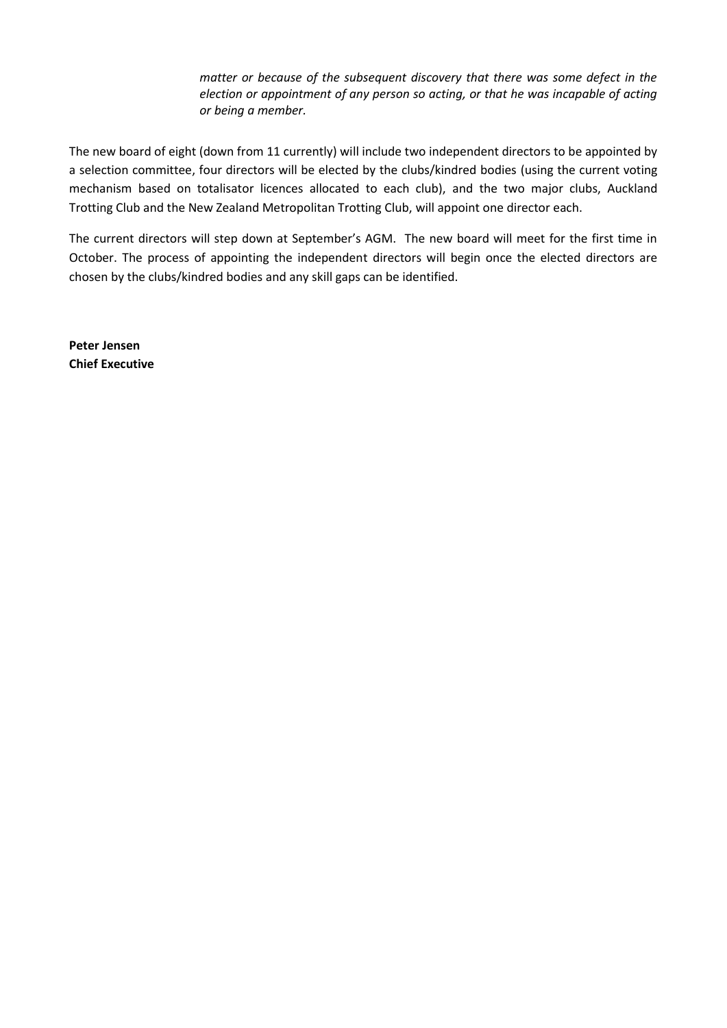*matter or because of the subsequent discovery that there was some defect in the election or appointment of any person so acting, or that he was incapable of acting or being a member.*

The new board of eight (down from 11 currently) will include two independent directors to be appointed by a selection committee, four directors will be elected by the clubs/kindred bodies (using the current voting mechanism based on totalisator licences allocated to each club), and the two major clubs, Auckland Trotting Club and the New Zealand Metropolitan Trotting Club, will appoint one director each.

The current directors will step down at September's AGM. The new board will meet for the first time in October. The process of appointing the independent directors will begin once the elected directors are chosen by the clubs/kindred bodies and any skill gaps can be identified.

**Peter Jensen**
**Chief Executive**